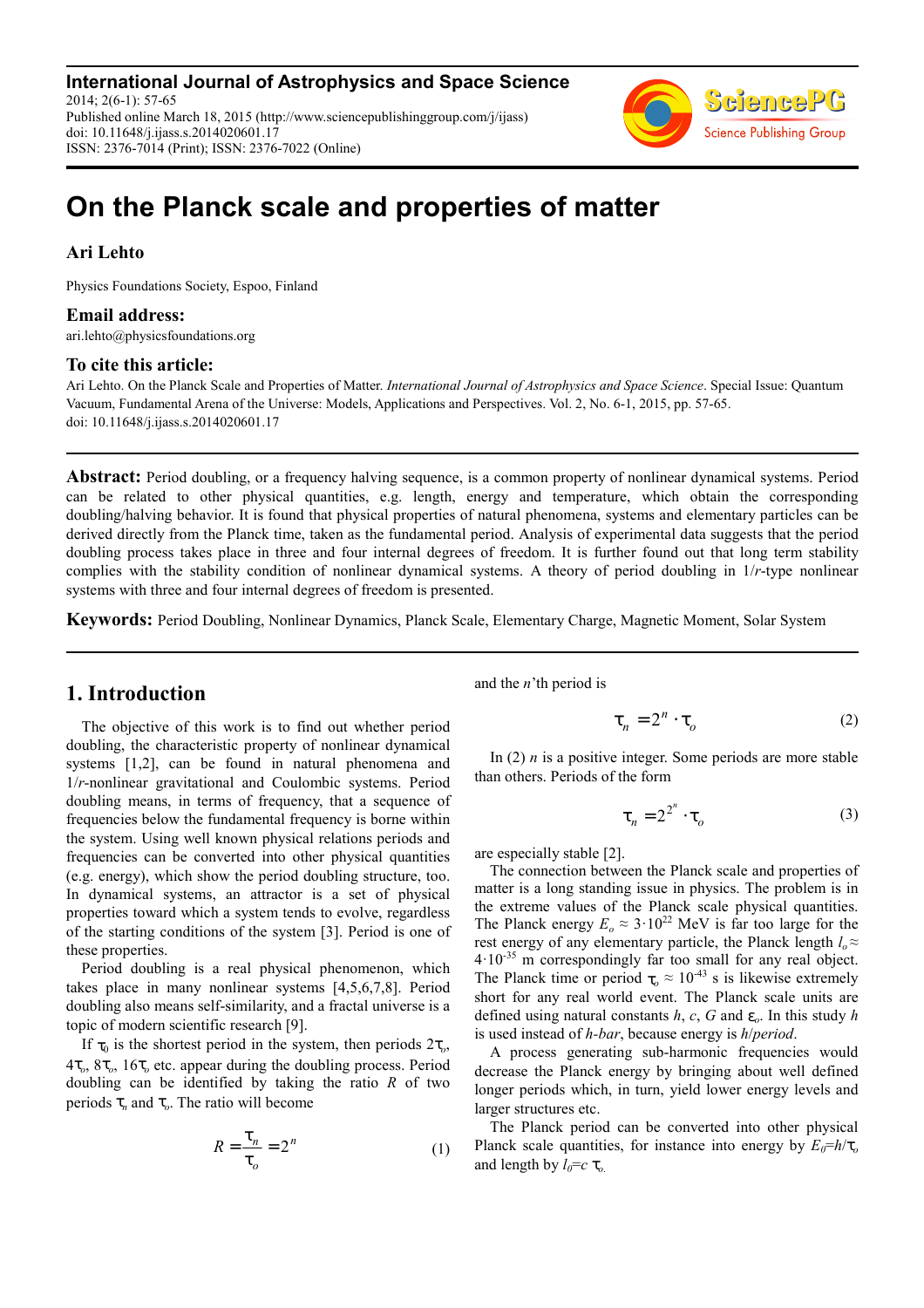**International Journal of Astrophysics and Space Science**
2014; 2(6-1): 57-65
Published online March 18, 2015 (http://www.sciencepublishinggroup.com/j/ijass)
doi: 10.11648/j.ijass.s.2014020601.17
ISSN: 2376-7014 (Print); ISSN: 2376-7022 (Online)

# On the Planck scale and properties of matter

**Ari Lehto**

Physics Foundations Society, Espoo, Finland

**Email address:**
ari.lehto@physicsfoundations.org

**To cite this article:**
Ari Lehto. On the Planck Scale and Properties of Matter. *International Journal of Astrophysics and Space Science*. Special Issue: Quantum Vacuum, Fundamental Arena of the Universe: Models, Applications and Perspectives. Vol. 2, No. 6-1, 2015, pp. 57-65.
doi: 10.11648/j.ijass.s.2014020601.17

---

**Abstract:** Period doubling, or a frequency halving sequence, is a common property of nonlinear dynamical systems. Period can be related to other physical quantities, e.g. length, energy and temperature, which obtain the corresponding doubling/halving behavior. It is found that physical properties of natural phenomena, systems and elementary particles can be derived directly from the Planck time, taken as the fundamental period. Analysis of experimental data suggests that the period doubling process takes place in three and four internal degrees of freedom. It is further found out that long term stability complies with the stability condition of nonlinear dynamical systems. A theory of period doubling in 1/*r*-type nonlinear systems with three and four internal degrees of freedom is presented.

**Keywords:** Period Doubling, Nonlinear Dynamics, Planck Scale, Elementary Charge, Magnetic Moment, Solar System

---

## 1. Introduction

The objective of this work is to find out whether period doubling, the characteristic property of nonlinear dynamical systems [1,2], can be found in natural phenomena and 1/*r*-nonlinear gravitational and Coulombic systems. Period doubling means, in terms of frequency, that a sequence of frequencies below the fundamental frequency is borne within the system. Using well known physical relations periods and frequencies can be converted into other physical quantities (e.g. energy), which show the period doubling structure, too. In dynamical systems, an attractor is a set of physical properties toward which a system tends to evolve, regardless of the starting conditions of the system [3]. Period is one of these properties.

Period doubling is a real physical phenomenon, which takes place in many nonlinear systems [4,5,6,7,8]. Period doubling also means self-similarity, and a fractal universe is a topic of modern scientific research [9].

If $\tau_0$ is the shortest period in the system, then periods $2\tau_o$, $4\tau_o$, $8\tau_o$, $16\tau_o$ etc. appear during the doubling process. Period doubling can be identified by taking the ratio $R$ of two periods $\tau_n$ and $\tau_o$. The ratio will become

$$R = \frac{\tau_n}{\tau_o} = 2^n \tag{1}$$

and the *n*'th period is

$$\tau_n = 2^n \cdot \tau_o \tag{2}$$

In (2) *n* is a positive integer. Some periods are more stable than others. Periods of the form

$$\tau_n = 2^{2^n} \cdot \tau_o \tag{3}$$

are especially stable [2].

The connection between the Planck scale and properties of matter is a long standing issue in physics. The problem is in the extreme values of the Planck scale physical quantities. The Planck energy $E_o \approx 3 \cdot 10^{22}$ MeV is far too large for the rest energy of any elementary particle, the Planck length $l_o \approx 4 \cdot 10^{-35}$ m correspondingly far too small for any real object. The Planck time or period $\tau_o \approx 10^{-43}$ s is likewise extremely short for any real world event. The Planck scale units are defined using natural constants $h$, $c$, $G$ and $\varepsilon_o$. In this study $h$ is used instead of *h-bar*, because energy is *h*/*period*.

A process generating sub-harmonic frequencies would decrease the Planck energy by bringing about well defined longer periods which, in turn, yield lower energy levels and larger structures etc.

The Planck period can be converted into other physical Planck scale quantities, for instance into energy by $E_0 = h/\tau_o$ and length by $l_0 = c\ \tau_o$.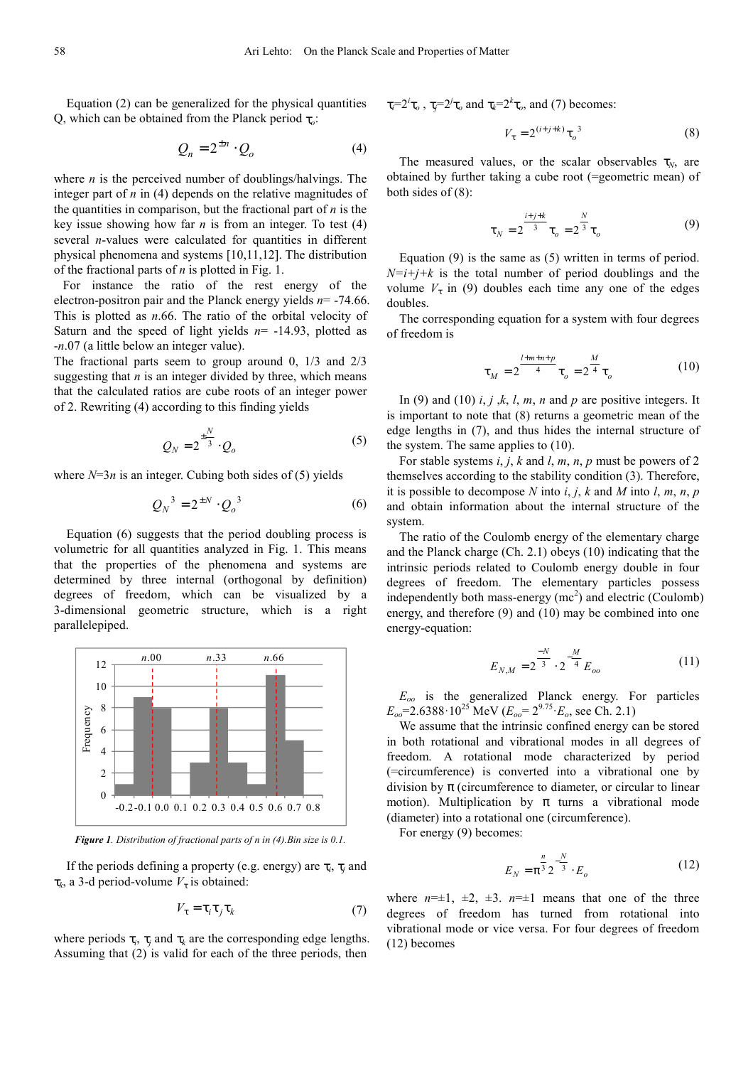Equation (2) can be generalized for the physical quantities Q, which can be obtained from the Planck period $\tau_o$:

$$Q_n = 2^{\pm n} \cdot Q_o \tag{4}$$

where $n$ is the perceived number of doublings/halvings. The integer part of $n$ in (4) depends on the relative magnitudes of the quantities in comparison, but the fractional part of $n$ is the key issue showing how far $n$ is from an integer. To test (4) several $n$-values were calculated for quantities in different physical phenomena and systems [10,11,12]. The distribution of the fractional parts of $n$ is plotted in Fig. 1.

For instance the ratio of the rest energy of the electron-positron pair and the Planck energy yields $n$= -74.66. This is plotted as $n$.66. The ratio of the orbital velocity of Saturn and the speed of light yields $n$= -14.93, plotted as -$n$.07 (a little below an integer value).

The fractional parts seem to group around 0, 1/3 and 2/3 suggesting that $n$ is an integer divided by three, which means that the calculated ratios are cube roots of an integer power of 2. Rewriting (4) according to this finding yields

$$Q_N = 2^{\pm\frac{N}{3}} \cdot Q_o \tag{5}$$

where $N$=3$n$ is an integer. Cubing both sides of (5) yields

$$Q_N^{\ 3} = 2^{\pm N} \cdot Q_o^{\ 3} \tag{6}$$

Equation (6) suggests that the period doubling process is volumetric for all quantities analyzed in Fig. 1. This means that the properties of the phenomena and systems are determined by three internal (orthogonal by definition) degrees of freedom, which can be visualized by a 3-dimensional geometric structure, which is a right parallelepiped.

*Figure 1. Distribution of fractional parts of n in (4).Bin size is 0.1.*

If the periods defining a property (e.g. energy) are $\tau_i$, $\tau_j$ and $\tau_k$, a 3-d period-volume $V_\tau$ is obtained:

$$V_\tau = \tau_i \tau_j \tau_k \tag{7}$$

where periods $\tau_i$, $\tau_j$ and $\tau_k$ are the corresponding edge lengths. Assuming that (2) is valid for each of the three periods, then $\tau_i=2^i\tau_o$ , $\tau_j=2^j\tau_o$ and $\tau_k=2^k\tau_o$, and (7) becomes:

$$V_\tau = 2^{(i+j+k)}\tau_o^{\ 3} \tag{8}$$

The measured values, or the scalar observables $\tau_N$, are obtained by further taking a cube root (=geometric mean) of both sides of (8):

$$\tau_N = 2^{\frac{i+j+k}{3}}\tau_o = 2^{\frac{N}{3}}\tau_o \tag{9}$$

Equation (9) is the same as (5) written in terms of period. $N$=$i$+$j$+$k$ is the total number of period doublings and the volume $V_\tau$ in (9) doubles each time any one of the edges doubles.

The corresponding equation for a system with four degrees of freedom is

$$\tau_M = 2^{\frac{l+m+n+p}{4}}\tau_o = 2^{\frac{M}{4}}\tau_o \tag{10}$$

In (9) and (10) $i$, $j$ ,$k$, $l$, $m$, $n$ and $p$ are positive integers. It is important to note that (8) returns a geometric mean of the edge lengths in (7), and thus hides the internal structure of the system. The same applies to (10).

For stable systems $i$, $j$, $k$ and $l$, $m$, $n$, $p$ must be powers of 2 themselves according to the stability condition (3). Therefore, it is possible to decompose $N$ into $i$, $j$, $k$ and $M$ into $l$, $m$, $n$, $p$ and obtain information about the internal structure of the system.

The ratio of the Coulomb energy of the elementary charge and the Planck charge (Ch. 2.1) obeys (10) indicating that the intrinsic periods related to Coulomb energy double in four degrees of freedom. The elementary particles possess independently both mass-energy ($mc^2$) and electric (Coulomb) energy, and therefore (9) and (10) may be combined into one energy-equation:

$$E_{N,M} = 2^{\frac{-N}{3}} \cdot 2^{-\frac{M}{4}} E_{oo} \tag{11}$$

$E_{oo}$ is the generalized Planck energy. For particles $E_{oo}$=2.6388·10[25] MeV ($E_{oo}$= $2^{9.75}$·$E_o$, see Ch. 2.1)

We assume that the intrinsic confined energy can be stored in both rotational and vibrational modes in all degrees of freedom. A rotational mode characterized by period (=circumference) is converted into a vibrational one by division by π (circumference to diameter, or circular to linear motion). Multiplication by π turns a vibrational mode (diameter) into a rotational one (circumference).

For energy (9) becomes:

$$E_N = \pi^{\frac{n}{3}} 2^{-\frac{N}{3}} \cdot E_o \tag{12}$$

where $n$=±1, ±2, ±3. $n$=±1 means that one of the three degrees of freedom has turned from rotational into vibrational mode or vice versa. For four degrees of freedom (12) becomes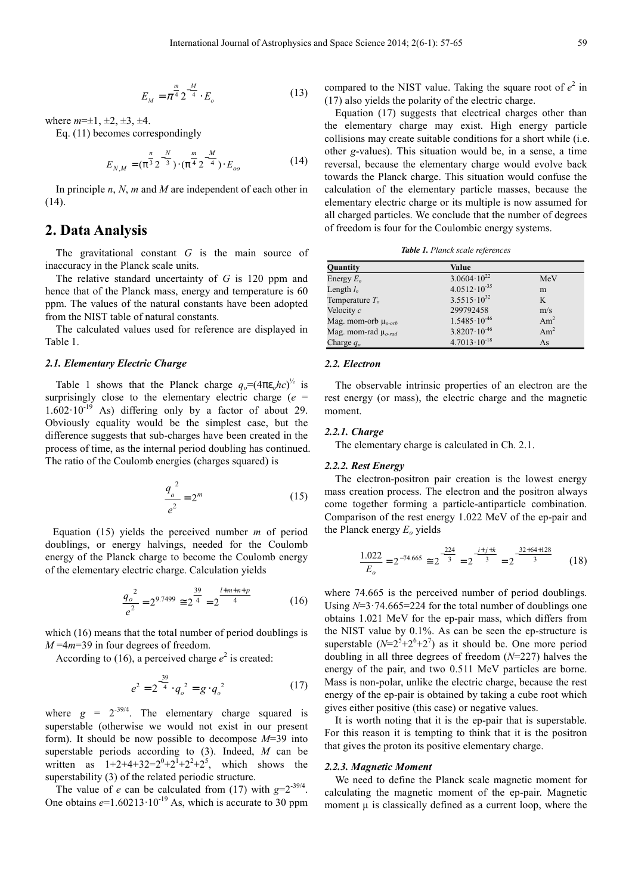$$E_M = \pi^{\frac{m}{4}} 2^{-\frac{M}{4}} \cdot E_o \tag{13}$$

where $m$=±1, ±2, ±3, ±4.

Eq. (11) becomes correspondingly

$$E_{N,M} = (\pi^{\frac{n}{3}} 2^{-\frac{N}{3}}) \cdot (\pi^{\frac{m}{4}} 2^{-\frac{M}{4}}) \cdot E_{oo} \tag{14}$$

In principle $n$, $N$, $m$ and $M$ are independent of each other in (14).

## 2. Data Analysis

The gravitational constant $G$ is the main source of inaccuracy in the Planck scale units.

The relative standard uncertainty of $G$ is 120 ppm and hence that of the Planck mass, energy and temperature is 60 ppm. The values of the natural constants have been adopted from the NIST table of natural constants.

The calculated values used for reference are displayed in Table 1.

### 2.1. Elementary Electric Charge

Table 1 shows that the Planck charge $q_o$=$(4\pi\varepsilon_o hc)^{1/2}$ is surprisingly close to the elementary electric charge ($e$ = $1.602 \cdot 10^{-19}$ As) differing only by a factor of about 29. Obviously equality would be the simplest case, but the difference suggests that sub-charges have been created in the process of time, as the internal period doubling has continued. The ratio of the Coulomb energies (charges squared) is

$$\frac{q_o^{\ 2}}{e^2} = 2^m \tag{15}$$

Equation (15) yields the perceived number $m$ of period doublings, or energy halvings, needed for the Coulomb energy of the Planck charge to become the Coulomb energy of the elementary electric charge. Calculation yields

$$\frac{q_o^{\ 2}}{e^2} = 2^{9.7499} \cong 2^{\frac{39}{4}} = 2^{\frac{l+m+n+p}{4}} \tag{16}$$

which (16) means that the total number of period doublings is $M$ =4$m$=39 in four degrees of freedom.

According to (16), a perceived charge $e^2$ is created:

$$e^2 = 2^{-\frac{39}{4}} \cdot q_o^{\ 2} = g \cdot q_o^{\ 2} \tag{17}$$

where $g$ = $2^{-39/4}$. The elementary charge squared is superstable (otherwise we would not exist in our present form). It should be now possible to decompose $M$=39 into superstable periods according to (3). Indeed, $M$ can be written as $1+2+4+32=2^0+2^1+2^2+2^5$, which shows the superstability (3) of the related periodic structure.

The value of $e$ can be calculated from (17) with $g$=$2^{-39/4}$. One obtains $e$=$1.60213 \cdot 10^{-19}$ As, which is accurate to 30 ppm compared to the NIST value. Taking the square root of $e^2$ in (17) also yields the polarity of the electric charge.

Equation (17) suggests that electrical charges other than the elementary charge may exist. High energy particle collisions may create suitable conditions for a short while (i.e. other $g$-values). This situation would be, in a sense, a time reversal, because the elementary charge would evolve back towards the Planck charge. This situation would confuse the calculation of the elementary particle masses, because the elementary electric charge or its multiple is now assumed for all charged particles. We conclude that the number of degrees of freedom is four for the Coulombic energy systems.

*Table 1. Planck scale references*

| Quantity | Value | |
|---|---|---|
| Energy $E_o$ | $3.0604 \cdot 10^{22}$ | MeV |
| Length $l_o$ | $4.0512 \cdot 10^{-35}$ | m |
| Temperature $T_o$ | $3.5515 \cdot 10^{32}$ | K |
| Velocity $c$ | 299792458 | m/s |
| Mag. mom-orb $\mu_{o\text{-}orb}$ | $1.5485 \cdot 10^{-46}$ | Am$^2$ |
| Mag. mom-rad $\mu_{o\text{-}rad}$ | $3.8207 \cdot 10^{-46}$ | Am$^2$ |
| Charge $q_o$ | $4.7013 \cdot 10^{-18}$ | As |

### 2.2. Electron

The observable intrinsic properties of an electron are the rest energy (or mass), the electric charge and the magnetic moment.

#### 2.2.1. Charge

The elementary charge is calculated in Ch. 2.1.

#### 2.2.2. Rest Energy

The electron-positron pair creation is the lowest energy mass creation process. The electron and the positron always come together forming a particle-antiparticle combination. Comparison of the rest energy 1.022 MeV of the ep-pair and the Planck energy $E_o$ yields

$$\frac{1.022}{E_o} = 2^{-74.665} \cong 2^{-\frac{224}{3}} = 2^{-\frac{i+j+k}{3}} = 2^{-\frac{32+64+128}{3}} \tag{18}$$

where 74.665 is the perceived number of period doublings. Using $N$=3·74.665=224 for the total number of doublings one obtains 1.021 MeV for the ep-pair mass, which differs from the NIST value by 0.1%. As can be seen the ep-structure is superstable ($N$=$2^5+2^6+2^7$) as it should be. One more period doubling in all three degrees of freedom ($N$=227) halves the energy of the pair, and two 0.511 MeV particles are borne. Mass is non-polar, unlike the electric charge, because the rest energy of the ep-pair is obtained by taking a cube root which gives either positive (this case) or negative values.

It is worth noting that it is the ep-pair that is superstable. For this reason it is tempting to think that it is the positron that gives the proton its positive elementary charge.

#### 2.2.3. Magnetic Moment

We need to define the Planck scale magnetic moment for calculating the magnetic moment of the ep-pair. Magnetic moment $\mu$ is classically defined as a current loop, where the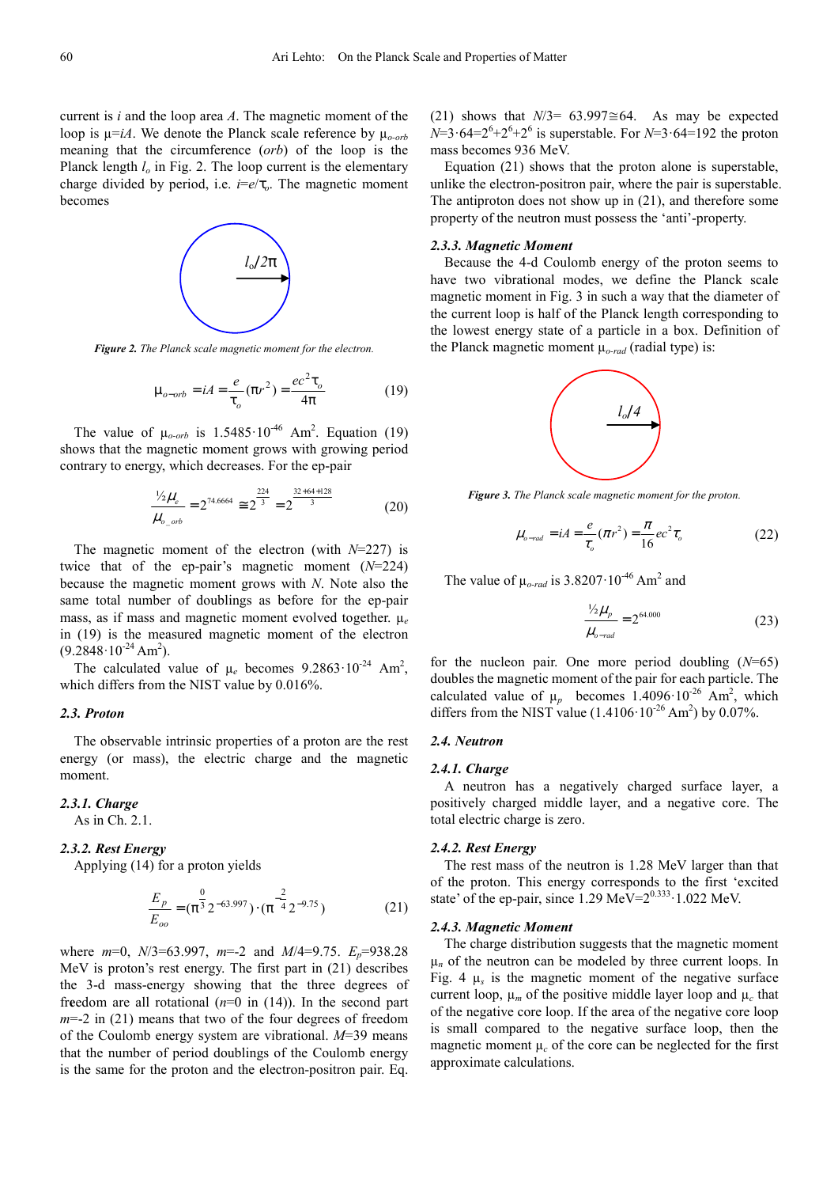current is $i$ and the loop area $A$. The magnetic moment of the loop is $\mu = iA$. We denote the Planck scale reference by $\mu_{o\text{-}orb}$ meaning that the circumference ($orb$) of the loop is the Planck length $l_o$ in Fig. 2. The loop current is the elementary charge divided by period, i.e. $i = e/\tau_o$. The magnetic moment becomes

$l_o/2\pi$

***Figure 2.*** *The Planck scale magnetic moment for the electron.*

$$\mu_{o\text{-}orb} = iA = \frac{e}{\tau_o}(\pi r^2) = \frac{ec^2\tau_o}{4\pi} \tag{19}$$

The value of $\mu_{o\text{-}orb}$ is $1.5485 \cdot 10^{-46}$ Am$^2$. Equation (19) shows that the magnetic moment grows with growing period contrary to energy, which decreases. For the ep-pair

$$\frac{\frac{1}{2}\mu_e}{\mu_{o\_orb}} = 2^{74.6664} \cong 2^{\frac{224}{3}} = 2^{\frac{32+64+128}{3}} \tag{20}$$

The magnetic moment of the electron (with $N$=227) is twice that of the ep-pair's magnetic moment ($N$=224) because the magnetic moment grows with $N$. Note also the same total number of doublings as before for the ep-pair mass, as if mass and magnetic moment evolved together. $\mu_e$ in (19) is the measured magnetic moment of the electron ($9.2848 \cdot 10^{-24}$ Am$^2$).

The calculated value of $\mu_e$ becomes $9.2863 \cdot 10^{-24}$ Am$^2$, which differs from the NIST value by 0.016%.

### 2.3. Proton

The observable intrinsic properties of a proton are the rest energy (or mass), the electric charge and the magnetic moment.

#### 2.3.1. Charge

As in Ch. 2.1.

#### 2.3.2. Rest Energy

Applying (14) for a proton yields

$$\frac{E_p}{E_{oo}} = (\pi^{\frac{0}{3}} 2^{-63.997}) \cdot (\pi^{-\frac{2}{4}} 2^{-9.75}) \tag{21}$$

where $m$=0, $N/3$=63.997, $m$=-2 and $M/4$=9.75. $E_p$=938.28 MeV is proton's rest energy. The first part in (21) describes the 3-d mass-energy showing that the three degrees of freedom are all rotational ($n$=0 in (14)). In the second part $m$=-2 in (21) means that two of the four degrees of freedom of the Coulomb energy system are vibrational. $M$=39 means that the number of period doublings of the Coulomb energy is the same for the proton and the electron-positron pair. Eq. (21) shows that $N/3$= 63.997≅64. As may be expected $N$=3·64=$2^6$+$2^6$+$2^6$ is superstable. For $N$=3·64=192 the proton mass becomes 936 MeV.

Equation (21) shows that the proton alone is superstable, unlike the electron-positron pair, where the pair is superstable. The antiproton does not show up in (21), and therefore some property of the neutron must possess the 'anti'-property.

#### 2.3.3. Magnetic Moment

Because the 4-d Coulomb energy of the proton seems to have two vibrational modes, we define the Planck scale magnetic moment in Fig. 3 in such a way that the diameter of the current loop is half of the Planck length corresponding to the lowest energy state of a particle in a box. Definition of the Planck magnetic moment $\mu_{o\text{-}rad}$ (radial type) is:

$l_o/4$

***Figure 3.*** *The Planck scale magnetic moment for the proton.*

$$\mu_{o\text{-}rad} = iA = \frac{e}{\tau_o}(\pi r^2) = \frac{\pi}{16}ec^2\tau_o \tag{22}$$

The value of $\mu_{o\text{-}rad}$ is $3.8207 \cdot 10^{-46}$ Am$^2$ and

$$\frac{\frac{1}{2}\mu_p}{\mu_{o\text{-}rad}} = 2^{64.000} \tag{23}$$

for the nucleon pair. One more period doubling ($N$=65) doubles the magnetic moment of the pair for each particle. The calculated value of $\mu_p$ becomes $1.4096 \cdot 10^{-26}$ Am$^2$, which differs from the NIST value ($1.4106 \cdot 10^{-26}$ Am$^2$) by 0.07%.

### 2.4. Neutron

#### 2.4.1. Charge

A neutron has a negatively charged surface layer, a positively charged middle layer, and a negative core. The total electric charge is zero.

#### 2.4.2. Rest Energy

The rest mass of the neutron is 1.28 MeV larger than that of the proton. This energy corresponds to the first 'excited state' of the ep-pair, since 1.29 MeV=$2^{0.333}$·1.022 MeV.

#### 2.4.3. Magnetic Moment

The charge distribution suggests that the magnetic moment $\mu_n$ of the neutron can be modeled by three current loops. In Fig. 4 $\mu_s$ is the magnetic moment of the negative surface current loop, $\mu_m$ of the positive middle layer loop and $\mu_c$ that of the negative core loop. If the area of the negative core loop is small compared to the negative surface loop, then the magnetic moment $\mu_c$ of the core can be neglected for the first approximate calculations.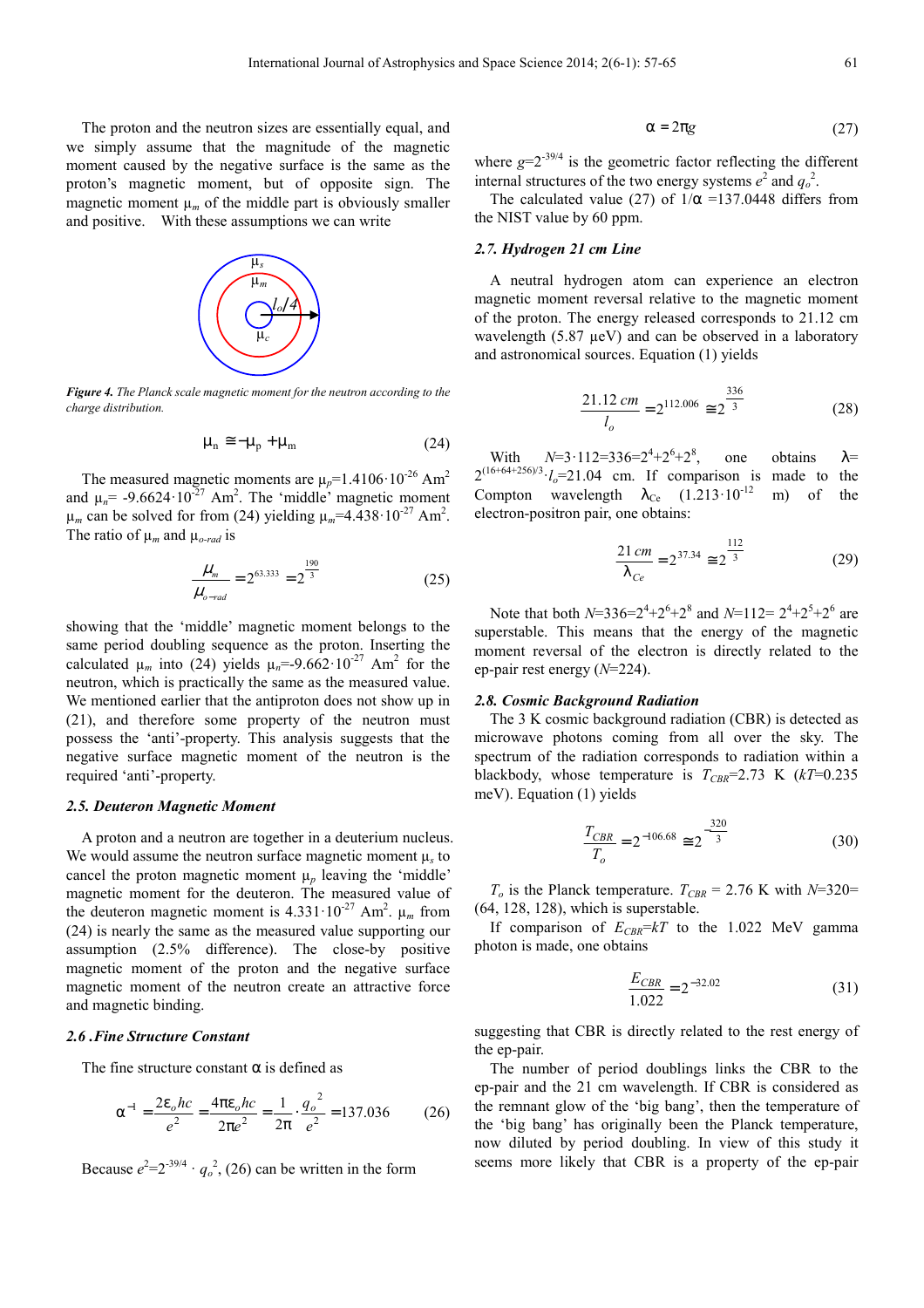The proton and the neutron sizes are essentially equal, and we simply assume that the magnitude of the magnetic moment caused by the negative surface is the same as the proton's magnetic moment, but of opposite sign. The magnetic moment $\mu_m$ of the middle part is obviously smaller and positive. With these assumptions we can write

*Figure 4. The Planck scale magnetic moment for the neutron according to the charge distribution.*

$$\mu_n \cong -\mu_p + \mu_m \tag{24}$$

The measured magnetic moments are $\mu_p$=1.4106·10$^{-26}$ Am$^2$ and $\mu_n$= -9.6624·10$^{-27}$ Am$^2$. The 'middle' magnetic moment $\mu_m$ can be solved for (24) yielding $\mu_m$=4.438·10$^{-27}$ Am$^2$. The ratio of $\mu_m$ and $\mu_{o\text{-}rad}$ is

$$\frac{\mu_m}{\mu_{o-rad}} = 2^{63.333} = 2^{\frac{190}{3}} \tag{25}$$

showing that the 'middle' magnetic moment belongs to the same period doubling sequence as the proton. Inserting the calculated $\mu_m$ into (24) yields $\mu_n$=-9.662·10$^{-27}$ Am$^2$ for the neutron, which is practically the same as the measured value. We mentioned earlier that the antiproton does not show up in (21), and therefore some property of the neutron must possess the 'anti'-property. This analysis suggests that the negative surface magnetic moment of the neutron is the required 'anti'-property.

### 2.5. Deuteron Magnetic Moment

A proton and a neutron are together in a deuterium nucleus. We would assume the neutron surface magnetic moment $\mu_s$ to cancel the proton magnetic moment $\mu_p$ leaving the 'middle' magnetic moment for the deuteron. The measured value of the deuteron magnetic moment is 4.331·10$^{-27}$ Am$^2$. $\mu_m$ from (24) is nearly the same as the measured value supporting our assumption (2.5% difference). The close-by positive magnetic moment of the proton and the negative surface magnetic moment of the neutron create an attractive force and magnetic binding.

### 2.6. Fine Structure Constant

The fine structure constant α is defined as

$$\alpha^{-1} = \frac{2\varepsilon_o hc}{e^2} = \frac{4\pi\varepsilon_o hc}{2\pi e^2} = \frac{1}{2\pi}\cdot\frac{q_o^{\,2}}{e^2} = 137.036 \tag{26}$$

Because $e^2$=2$^{-39/4}$ · $q_o^{\,2}$, (26) can be written in the form

$$\alpha = 2\pi g \tag{27}$$

where $g$=2$^{-39/4}$ is the geometric factor reflecting the different internal structures of the two energy systems $e^2$ and $q_o^{\,2}$.

The calculated value (27) of 1/α =137.0448 differs from the NIST value by 60 ppm.

### 2.7. Hydrogen 21 cm Line

A neutral hydrogen atom can experience an electron magnetic moment reversal relative to the magnetic moment of the proton. The energy released corresponds to 21.12 cm wavelength (5.87 μeV) and can be observed in a laboratory and astronomical sources. Equation (1) yields

$$\frac{21.12\ cm}{l_o} = 2^{112.006} \cong 2^{\frac{336}{3}} \tag{28}$$

With $N$=3·112=336=2$^4$+2$^6$+2$^8$, one obtains λ= 2$^{(16+64+256)/3}$·$l_o$=21.04 cm. If comparison is made to the Compton wavelength $\lambda_{Ce}$ (1.213·10$^{-12}$ m) of the electron-positron pair, one obtains:

$$\frac{21\ cm}{\lambda_{Ce}} = 2^{37.34} \cong 2^{\frac{112}{3}} \tag{29}$$

Note that both $N$=336=2$^4$+2$^6$+2$^8$ and $N$=112= 2$^4$+2$^5$+2$^6$ are superstable. This means that the energy of the magnetic moment reversal of the electron is directly related to the ep-pair rest energy ($N$=224).

### 2.8. Cosmic Background Radiation

The 3 K cosmic background radiation (CBR) is detected as microwave photons coming from all over the sky. The spectrum of the radiation corresponds to radiation within a blackbody, whose temperature is $T_{CBR}$=2.73 K ($kT$=0.235 meV). Equation (1) yields

$$\frac{T_{CBR}}{T_o} = 2^{-106.68} \cong 2^{-\frac{320}{3}} \tag{30}$$

$T_o$ is the Planck temperature. $T_{CBR}$ = 2.76 K with $N$=320= (64, 128, 128), which is superstable.

If comparison of $E_{CBR}$=$kT$ to the 1.022 MeV gamma photon is made, one obtains

$$\frac{E_{CBR}}{1.022} = 2^{-32.02} \tag{31}$$

suggesting that CBR is directly related to the rest energy of the ep-pair.

The number of period doublings links the CBR to the ep-pair and the 21 cm wavelength. If CBR is considered as the remnant glow of the 'big bang', then the temperature of the 'big bang' has originally been the Planck temperature, now diluted by period doubling. In view of this study it seems more likely that CBR is a property of the ep-pair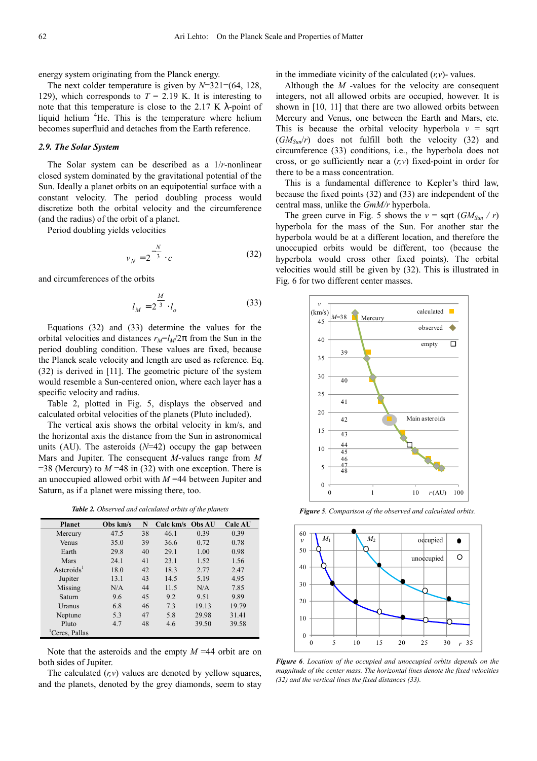energy system originating from the Planck energy.

The next colder temperature is given by $N$=321=(64, 128, 129), which corresponds to $T$ = 2.19 K. It is interesting to note that this temperature is close to the 2.17 K λ-point of liquid helium $^4$He. This is the temperature where helium becomes superfluid and detaches from the Earth reference.

### 2.9. The Solar System

The Solar system can be described as a 1/$r$-nonlinear closed system dominated by the gravitational potential of the Sun. Ideally a planet orbits on an equipotential surface with a constant velocity. The period doubling process would discretize both the orbital velocity and the circumference (and the radius) of the orbit of a planet.

Period doubling yields velocities

$$v_N = 2^{-\frac{N}{3}} \cdot c \tag{32}$$

and circumferences of the orbits

$$l_M = 2^{\frac{M}{3}} \cdot l_o \tag{33}$$

Equations (32) and (33) determine the values for the orbital velocities and distances $r_M = l_M/2\pi$ from the Sun in the period doubling condition. These values are fixed, because the Planck scale velocity and length are used as reference. Eq. (32) is derived in [11]. The geometric picture of the system would resemble a Sun-centered onion, where each layer has a specific velocity and radius.

Table 2, plotted in Fig. 5, displays the observed and calculated orbital velocities of the planets (Pluto included).

The vertical axis shows the orbital velocity in km/s, and the horizontal axis the distance from the Sun in astronomical units (AU). The asteroids ($N$=42) occupy the gap between Mars and Jupiter. The consequent $M$-values range from $M$ =38 (Mercury) to $M$ =48 in (32) with one exception. There is an unoccupied allowed orbit with $M$ =44 between Jupiter and Saturn, as if a planet were missing there, too.

*Table 2. Observed and calculated orbits of the planets*

| Planet | Obs km/s | N | Calc km/s | Obs AU | Calc AU |
|---|---|---|---|---|---|
| Mercury | 47.5 | 38 | 46.1 | 0.39 | 0.39 |
| Venus | 35.0 | 39 | 36.6 | 0.72 | 0.78 |
| Earth | 29.8 | 40 | 29.1 | 1.00 | 0.98 |
| Mars | 24.1 | 41 | 23.1 | 1.52 | 1.56 |
| Asteroids[1] | 18.0 | 42 | 18.3 | 2.77 | 2.47 |
| Jupiter | 13.1 | 43 | 14.5 | 5.19 | 4.95 |
| Missing | N/A | 44 | 11.5 | N/A | 7.85 |
| Saturn | 9.6 | 45 | 9.2 | 9.51 | 9.89 |
| Uranus | 6.8 | 46 | 7.3 | 19.13 | 19.79 |
| Neptune | 5.3 | 47 | 5.8 | 29.98 | 31.41 |
| Pluto | 4.7 | 48 | 4.6 | 39.50 | 39.58 |

[1]Ceres, Pallas

Note that the asteroids and the empty $M$ =44 orbit are on both sides of Jupiter.

The calculated ($r$,$v$) values are denoted by yellow squares, and the planets, denoted by the grey diamonds, seem to stay in the immediate vicinity of the calculated ($r$,$v$)- values.

Although the $M$ -values for the velocity are consequent integers, not all allowed orbits are occupied, however. It is shown in [10, 11] that there are two allowed orbits between Mercury and Venus, one between the Earth and Mars, etc. This is because the orbital velocity hyperbola $v$ = sqrt $(GM_{Sun}/r)$ does not fulfill both the velocity (32) and circumference (33) conditions, i.e., the hyperbola does not cross, or go sufficiently near a ($r$,$v$) fixed-point in order for there to be a mass concentration.

This is a fundamental difference to Kepler's third law, because the fixed points (32) and (33) are independent of the central mass, unlike the $GmM/r$ hyperbola.

The green curve in Fig. 5 shows the $v$ = sqrt $(GM_{Sun} / r)$ hyperbola for the mass of the Sun. For another star the hyperbola would be at a different location, and therefore the unoccupied orbits would be different, too (because the hyperbola would cross other fixed points). The orbital velocities would still be given by (32). This is illustrated in Fig. 6 for two different center masses.

*Figure 5. Comparison of the observed and calculated orbits.*

*Figure 6. Location of the occupied and unoccupied orbits depends on the magnitude of the center mass. The horizontal lines denote the fixed velocities (32) and the vertical lines the fixed distances (33).*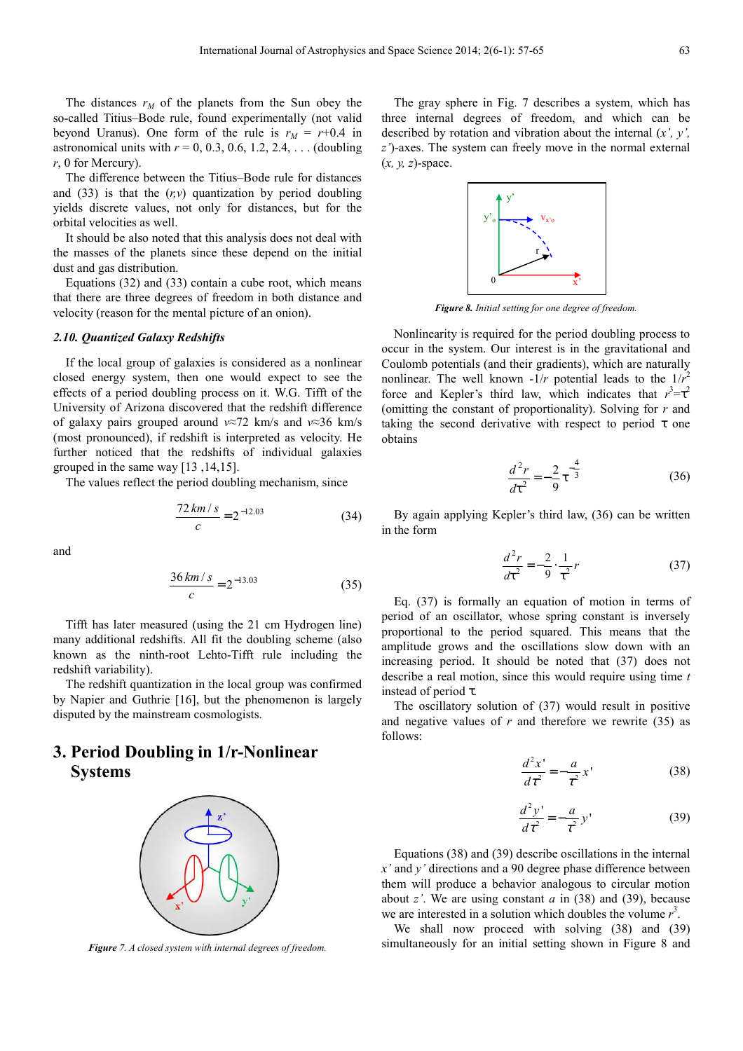The distances $r_M$ of the planets from the Sun obey the so-called Titius–Bode rule, found experimentally (not valid beyond Uranus). One form of the rule is $r_M = r$+0.4 in astronomical units with $r$ = 0, 0.3, 0.6, 1.2, 2.4, . . . (doubling $r$, 0 for Mercury).

The difference between the Titius–Bode rule for distances and (33) is that the $(r,v)$ quantization by period doubling yields discrete values, not only for distances, but for the orbital velocities as well.

It should be also noted that this analysis does not deal with the masses of the planets since these depend on the initial dust and gas distribution.

Equations (32) and (33) contain a cube root, which means that there are three degrees of freedom in both distance and velocity (reason for the mental picture of an onion).

### *2.10. Quantized Galaxy Redshifts*

If the local group of galaxies is considered as a nonlinear closed energy system, then one would expect to see the effects of a period doubling process on it. W.G. Tifft of the University of Arizona discovered that the redshift difference of galaxy pairs grouped around $v$≈72 km/s and $v$≈36 km/s (most pronounced), if redshift is interpreted as velocity. He further noticed that the redshifts of individual galaxies grouped in the same way [13 ,14,15].

The values reflect the period doubling mechanism, since

$$\frac{72\,km/s}{c} = 2^{-12.03} \tag{34}$$

and

$$\frac{36\,km/s}{c} = 2^{-13.03} \tag{35}$$

Tifft has later measured (using the 21 cm Hydrogen line) many additional redshifts. All fit the doubling scheme (also known as the ninth-root Lehto-Tifft rule including the redshift variability).

The redshift quantization in the local group was confirmed by Napier and Guthrie [16], but the phenomenon is largely disputed by the mainstream cosmologists.

## 3. Period Doubling in 1/r-Nonlinear Systems

*Figure 7. A closed system with internal degrees of freedom.*

The gray sphere in Fig. 7 describes a system, which has three internal degrees of freedom, and which can be described by rotation and vibration about the internal $(x', y', z')$-axes. The system can freely move in the normal external $(x, y, z)$-space.

*Figure 8. Initial setting for one degree of freedom.*

Nonlinearity is required for the period doubling process to occur in the system. Our interest is in the gravitational and Coulomb potentials (and their gradients), which are naturally nonlinear. The well known $-1/r$ potential leads to the $1/r^2$ force and Kepler's third law, which indicates that $r^3 = \tau^2$ (omitting the constant of proportionality). Solving for $r$ and taking the second derivative with respect to period τ one obtains

$$\frac{d^2 r}{d\tau^2} = -\frac{2}{9}\tau^{-\frac{4}{3}} \tag{36}$$

By again applying Kepler's third law, (36) can be written in the form

$$\frac{d^2 r}{d\tau^2} = -\frac{2}{9}\cdot\frac{1}{\tau^2}r \tag{37}$$

Eq. (37) is formally an equation of motion in terms of period of an oscillator, whose spring constant is inversely proportional to the period squared. This means that the amplitude grows and the oscillations slow down with an increasing period. It should be noted that (37) does not describe a real motion, since this would require using time $t$ instead of period τ.

The oscillatory solution of (37) would result in positive and negative values of $r$ and therefore we rewrite (35) as follows:

$$\frac{d^2 x'}{d\tau^2} = -\frac{a}{\tau^2}x' \tag{38}$$

$$\frac{d^2 y'}{d\tau^2} = -\frac{a}{\tau^2}y' \tag{39}$$

Equations (38) and (39) describe oscillations in the internal $x'$ and $y'$ directions and a 90 degree phase difference between them will produce a behavior analogous to circular motion about $z'$. We are using constant $a$ in (38) and (39), because we are interested in a solution which doubles the volume $r^3$.

We shall now proceed with solving (38) and (39) simultaneously for an initial setting shown in Figure 8 and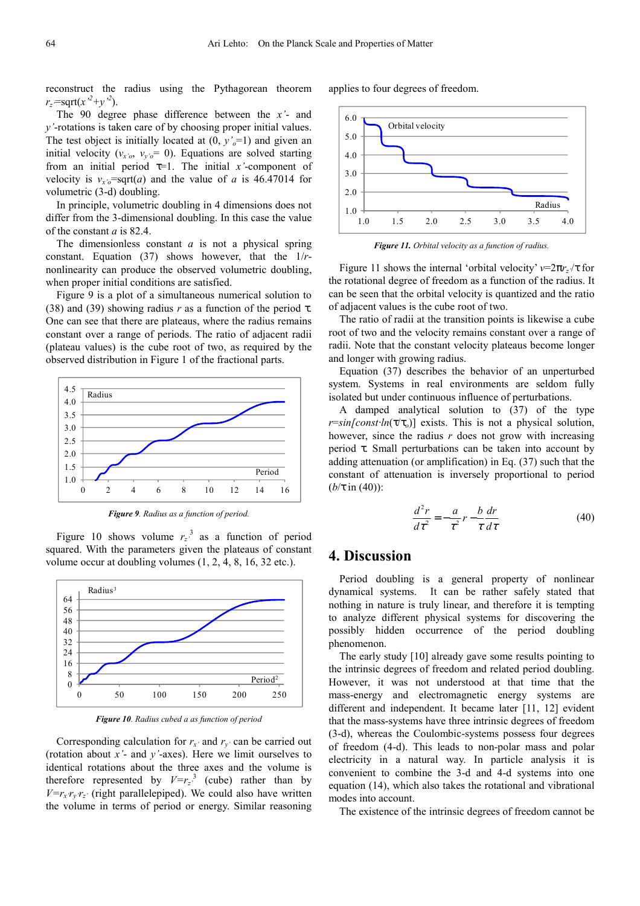reconstruct the radius using the Pythagorean theorem $r_z=\mathrm{sqrt}(x'^2+y'^2)$.

The 90 degree phase difference between the $x'$- and $y'$-rotations is taken care of by choosing proper initial values. The test object is initially located at (0, $y'_o$=1) and given an initial velocity ($v_{x'o}$, $v_{y'o}$= 0). Equations are solved starting from an initial period $\tau$=1. The initial $x'$-component of velocity is $v_{x'o}=\mathrm{sqrt}(a)$ and the value of $a$ is 46.47014 for volumetric (3-d) doubling.

In principle, volumetric doubling in 4 dimensions does not differ from the 3-dimensional doubling. In this case the value of the constant $a$ is 82.4.

The dimensionless constant $a$ is not a physical spring constant. Equation (37) shows however, that the $1/r$-nonlinearity can produce the observed volumetric doubling, when proper initial conditions are satisfied.

Figure 9 is a plot of a simultaneous numerical solution to (38) and (39) showing radius $r$ as a function of the period $\tau$. One can see that there are plateaus, where the radius remains constant over a range of periods. The ratio of adjacent radii (plateau values) is the cube root of two, as required by the observed distribution in Figure 1 of the fractional parts.

***Figure 9**. Radius as a function of period.*

Figure 10 shows volume $r_{z'}^3$ as a function of period squared. With the parameters given the plateaus of constant volume occur at doubling volumes (1, 2, 4, 8, 16, 32 etc.).

***Figure 10**. Radius cubed a as function of period*

Corresponding calculation for $r_{x'}$ and $r_{y'}$ can be carried out (rotation about $x'$- and $y'$-axes). Here we limit ourselves to identical rotations about the three axes and the volume is therefore represented by $V=r_{z'}^3$ (cube) rather than by $V=r_{x'}r_{y'}r_{z'}$ (right parallelepiped). We could also have written the volume in terms of period or energy. Similar reasoning applies to four degrees of freedom.

***Figure 11.** Orbital velocity as a function of radius.*

Figure 11 shows the internal 'orbital velocity' $v=2\pi r_{z'}/\tau$ for the rotational degree of freedom as a function of the radius. It can be seen that the orbital velocity is quantized and the ratio of adjacent values is the cube root of two.

The ratio of radii at the transition points is likewise a cube root of two and the velocity remains constant over a range of radii. Note that the constant velocity plateaus become longer and longer with growing radius.

Equation (37) describes the behavior of an unperturbed system. Systems in real environments are seldom fully isolated but under continuous influence of perturbations.

A damped analytical solution to (37) of the type $r=\sin[const\cdot\ln(\tau/\tau_o)]$ exists. This is not a physical solution, however, since the radius $r$ does not grow with increasing period $\tau$. Small perturbations can be taken into account by adding attenuation (or amplification) in Eq. (37) such that the constant of attenuation is inversely proportional to period ($b/\tau$ in (40)):

$$\frac{d^2r}{d\tau^2}=-\frac{a}{\tau^2}r-\frac{b}{\tau}\frac{dr}{d\tau} \tag{40}$$

## 4. Discussion

Period doubling is a general property of nonlinear dynamical systems. It can be rather safely stated that nothing in nature is truly linear, and therefore it is tempting to analyze different physical systems for discovering the possibly hidden occurrence of the period doubling phenomenon.

The early study [10] already gave some results pointing to the intrinsic degrees of freedom and related period doubling. However, it was not understood at that time that the mass-energy and electromagnetic energy systems are different and independent. It became later [11, 12] evident that the mass-systems have three intrinsic degrees of freedom (3-d), whereas the Coulombic-systems possess four degrees of freedom (4-d). This leads to non-polar mass and polar electricity in a natural way. In particle analysis it is convenient to combine the 3-d and 4-d systems into one equation (14), which also takes the rotational and vibrational modes into account.

The existence of the intrinsic degrees of freedom cannot be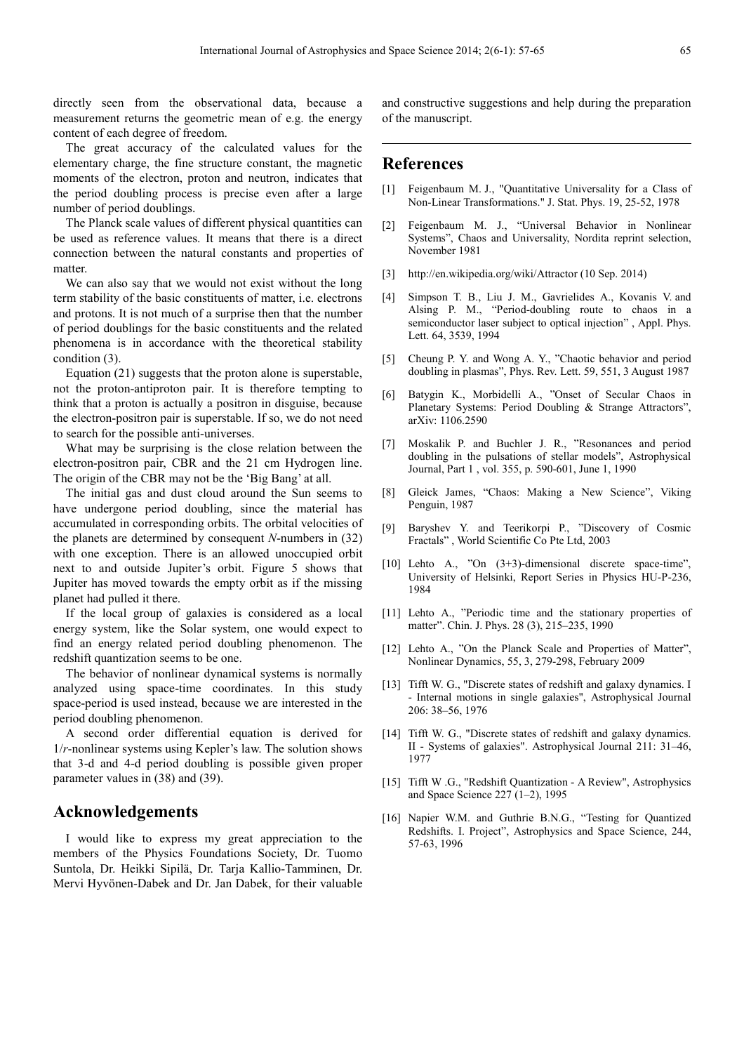directly seen from the observational data, because a measurement returns the geometric mean of e.g. the energy content of each degree of freedom.

The great accuracy of the calculated values for the elementary charge, the fine structure constant, the magnetic moments of the electron, proton and neutron, indicates that the period doubling process is precise even after a large number of period doublings.

The Planck scale values of different physical quantities can be used as reference values. It means that there is a direct connection between the natural constants and properties of matter.

We can also say that we would not exist without the long term stability of the basic constituents of matter, i.e. electrons and protons. It is not much of a surprise then that the number of period doublings for the basic constituents and the related phenomena is in accordance with the theoretical stability condition (3).

Equation (21) suggests that the proton alone is superstable, not the proton-antiproton pair. It is therefore tempting to think that a proton is actually a positron in disguise, because the electron-positron pair is superstable. If so, we do not need to search for the possible anti-universes.

What may be surprising is the close relation between the electron-positron pair, CBR and the 21 cm Hydrogen line. The origin of the CBR may not be the 'Big Bang' at all.

The initial gas and dust cloud around the Sun seems to have undergone period doubling, since the material has accumulated in corresponding orbits. The orbital velocities of the planets are determined by consequent $N$-numbers in (32) with one exception. There is an allowed unoccupied orbit next to and outside Jupiter's orbit. Figure 5 shows that Jupiter has moved towards the empty orbit as if the missing planet had pulled it there.

If the local group of galaxies is considered as a local energy system, like the Solar system, one would expect to find an energy related period doubling phenomenon. The redshift quantization seems to be one.

The behavior of nonlinear dynamical systems is normally analyzed using space-time coordinates. In this study space-period is used instead, because we are interested in the period doubling phenomenon.

A second order differential equation is derived for $1/r$-nonlinear systems using Kepler's law. The solution shows that 3-d and 4-d period doubling is possible given proper parameter values in (38) and (39).

## Acknowledgements

I would like to express my great appreciation to the members of the Physics Foundations Society, Dr. Tuomo Suntola, Dr. Heikki Sipilä, Dr. Tarja Kallio-Tamminen, Dr. Mervi Hyvönen-Dabek and Dr. Jan Dabek, for their valuable and constructive suggestions and help during the preparation of the manuscript.

## References

[1] Feigenbaum M. J., "Quantitative Universality for a Class of Non-Linear Transformations." J. Stat. Phys. 19, 25-52, 1978

[2] Feigenbaum M. J., "Universal Behavior in Nonlinear Systems", Chaos and Universality, Nordita reprint selection, November 1981

[3] http://en.wikipedia.org/wiki/Attractor (10 Sep. 2014)

[4] Simpson T. B., Liu J. M., Gavrielides A., Kovanis V. and Alsing P. M., "Period-doubling route to chaos in a semiconductor laser subject to optical injection" , Appl. Phys. Lett. 64, 3539, 1994

[5] Cheung P. Y. and Wong A. Y., "Chaotic behavior and period doubling in plasmas", Phys. Rev. Lett. 59, 551, 3 August 1987

[6] Batygin K., Morbidelli A., "Onset of Secular Chaos in Planetary Systems: Period Doubling & Strange Attractors", arXiv: 1106.2590

[7] Moskalik P. and Buchler J. R., "Resonances and period doubling in the pulsations of stellar models", Astrophysical Journal, Part 1 , vol. 355, p. 590-601, June 1, 1990

[8] Gleick James, "Chaos: Making a New Science", Viking Penguin, 1987

[9] Baryshev Y. and Teerikorpi P., "Discovery of Cosmic Fractals" , World Scientific Co Pte Ltd, 2003

[10] Lehto A., "On (3+3)-dimensional discrete space-time", University of Helsinki, Report Series in Physics HU-P-236, 1984

[11] Lehto A., "Periodic time and the stationary properties of matter". Chin. J. Phys. 28 (3), 215–235, 1990

[12] Lehto A., "On the Planck Scale and Properties of Matter", Nonlinear Dynamics, 55, 3, 279-298, February 2009

[13] Tifft W. G., "Discrete states of redshift and galaxy dynamics. I - Internal motions in single galaxies", Astrophysical Journal 206: 38–56, 1976

[14] Tifft W. G., "Discrete states of redshift and galaxy dynamics. II - Systems of galaxies". Astrophysical Journal 211: 31–46, 1977

[15] Tifft W .G., "Redshift Quantization - A Review", Astrophysics and Space Science 227 (1–2), 1995

[16] Napier W.M. and Guthrie B.N.G., "Testing for Quantized Redshifts. I. Project", Astrophysics and Space Science, 244, 57-63, 1996